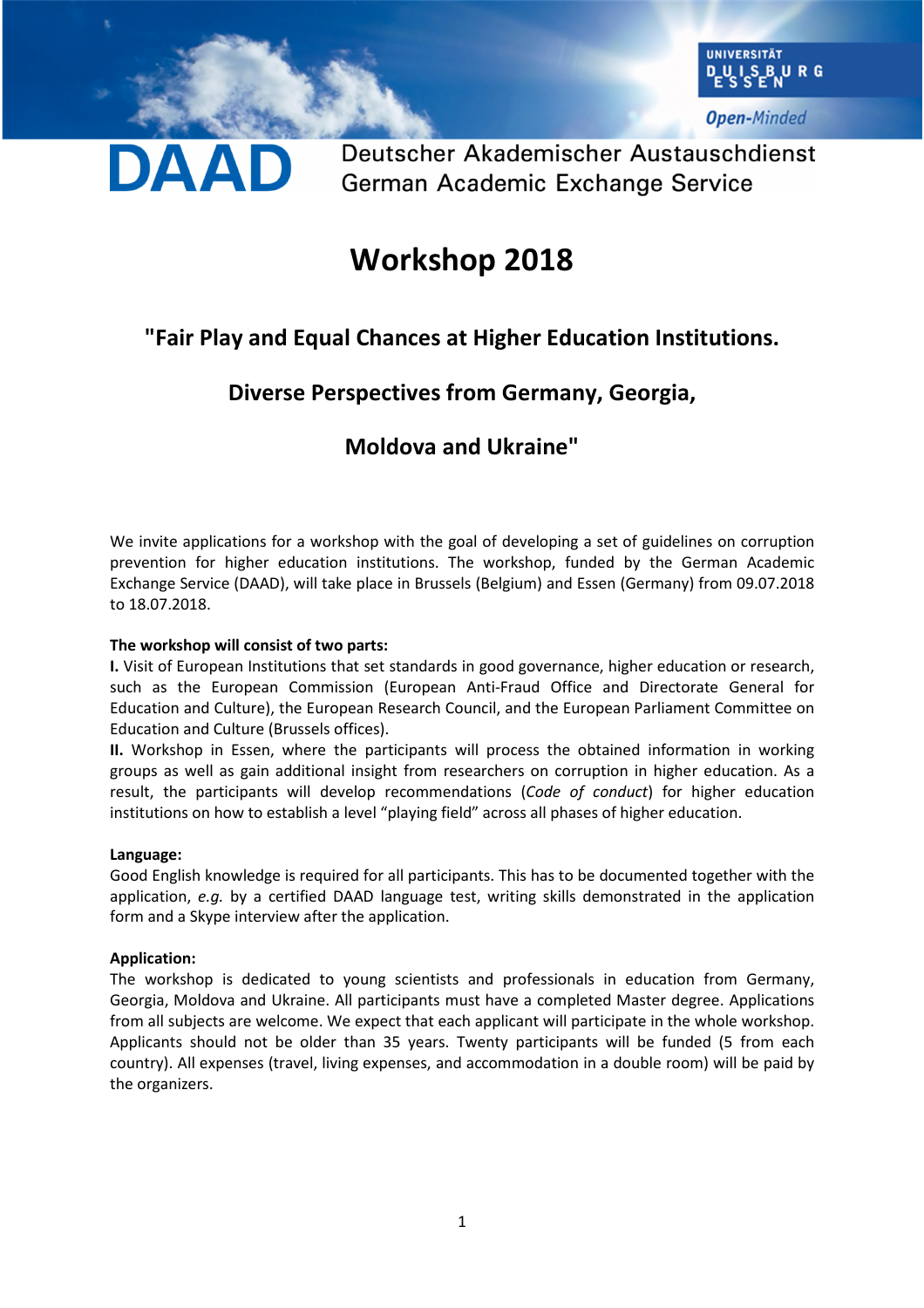UNIVERSITÄT DUISBURG ESSEN

*Open-Minded*

**DAAD** Deutscher Akademischer Austauschdienst
German Academic Exchange Service

# Workshop 2018

## "Fair Play and Equal Chances at Higher Education Institutions. Diverse Perspectives from Germany, Georgia, Moldova and Ukraine"

We invite applications for a workshop with the goal of developing a set of guidelines on corruption prevention for higher education institutions. The workshop, funded by the German Academic Exchange Service (DAAD), will take place in Brussels (Belgium) and Essen (Germany) from 09.07.2018 to 18.07.2018.

**The workshop will consist of two parts:**

**I.** Visit of European Institutions that set standards in good governance, higher education or research, such as the European Commission (European Anti-Fraud Office and Directorate General for Education and Culture), the European Research Council, and the European Parliament Committee on Education and Culture (Brussels offices).

**II.** Workshop in Essen, where the participants will process the obtained information in working groups as well as gain additional insight from researchers on corruption in higher education. As a result, the participants will develop recommendations (*Code of conduct*) for higher education institutions on how to establish a level "playing field" across all phases of higher education.

**Language:**

Good English knowledge is required for all participants. This has to be documented together with the application, *e.g.* by a certified DAAD language test, writing skills demonstrated in the application form and a Skype interview after the application.

**Application:**

The workshop is dedicated to young scientists and professionals in education from Germany, Georgia, Moldova and Ukraine. All participants must have a completed Master degree. Applications from all subjects are welcome. We expect that each applicant will participate in the whole workshop. Applicants should not be older than 35 years. Twenty participants will be funded (5 from each country). All expenses (travel, living expenses, and accommodation in a double room) will be paid by the organizers.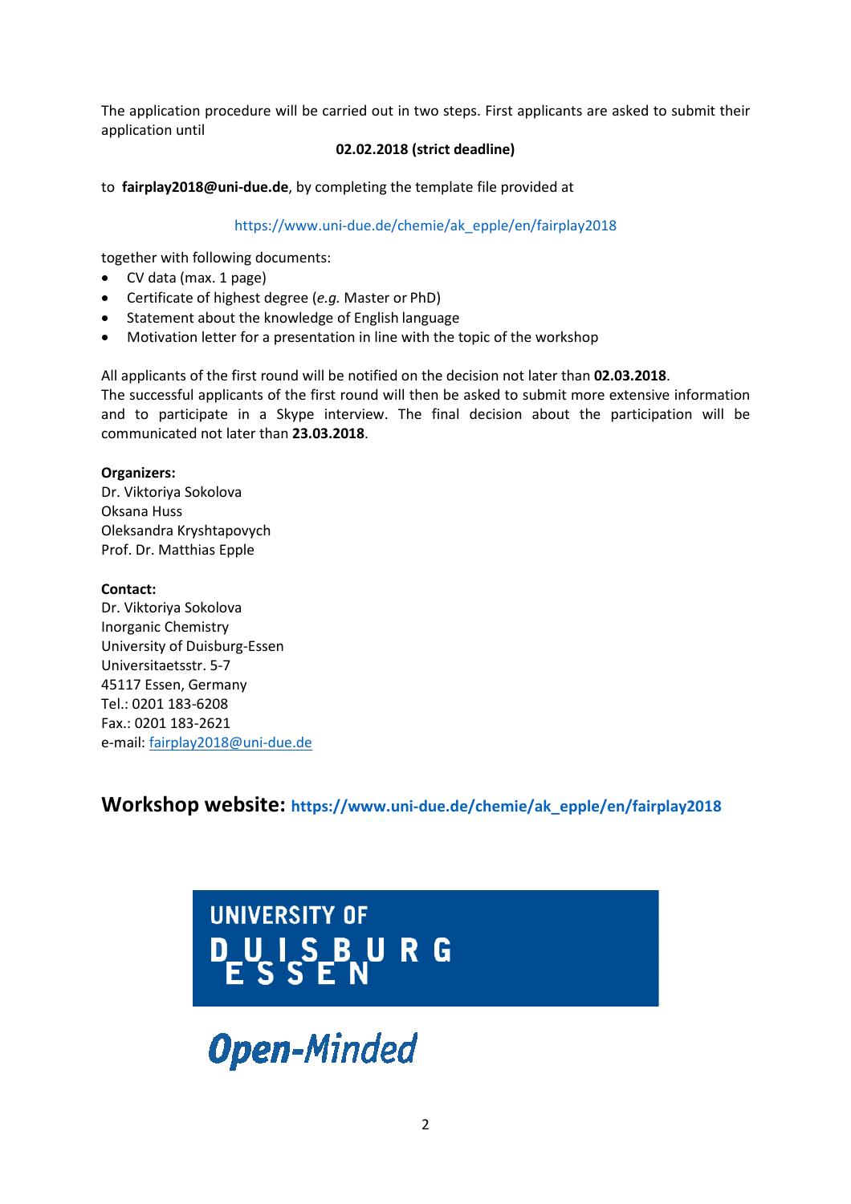The application procedure will be carried out in two steps. First applicants are asked to submit their application until

**02.02.2018 (strict deadline)**

to **fairplay2018@uni-due.de**, by completing the template file provided at

https://www.uni-due.de/chemie/ak_epple/en/fairplay2018

together with following documents:

- CV data (max. 1 page)
- Certificate of highest degree (*e.g.* Master or PhD)
- Statement about the knowledge of English language
- Motivation letter for a presentation in line with the topic of the workshop

All applicants of the first round will be notified on the decision not later than **02.03.2018**.
The successful applicants of the first round will then be asked to submit more extensive information and to participate in a Skype interview. The final decision about the participation will be communicated not later than **23.03.2018**.

**Organizers:**
Dr. Viktoriya Sokolova
Oksana Huss
Oleksandra Kryshtapovych
Prof. Dr. Matthias Epple

**Contact:**
Dr. Viktoriya Sokolova
Inorganic Chemistry
University of Duisburg-Essen
Universitaetsstr. 5-7
45117 Essen, Germany
Tel.: 0201 183-6208
Fax.: 0201 183-2621
e-mail: fairplay2018@uni-due.de

## Workshop website: https://www.uni-due.de/chemie/ak_epple/en/fairplay2018

UNIVERSITY OF DUISBURG ESSEN

*Open-Minded*